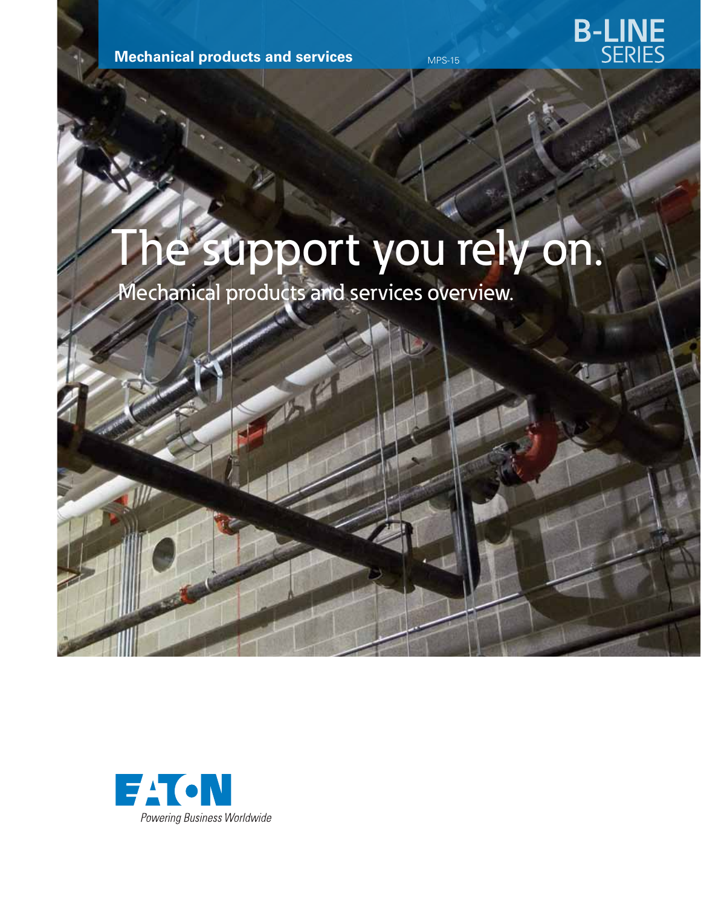Mechanical products and services

MPS-15

B-LINE SERIES

# The support you rely on.

## Mechanical products and services overview.

EATON

*Powering Business Worldwide*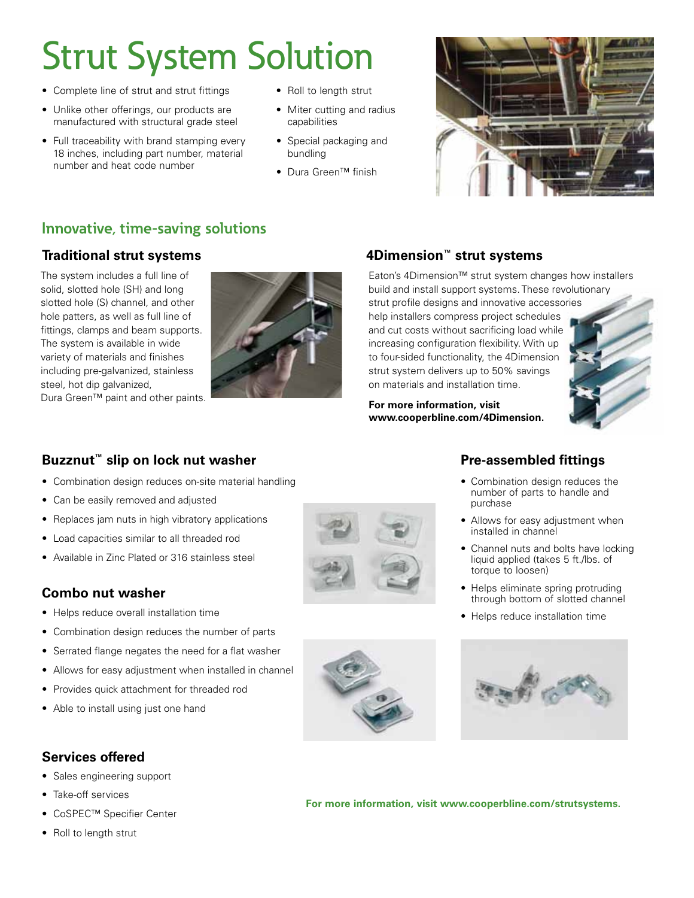# Strut System Solution

- Complete line of strut and strut fittings
- Unlike other offerings, our products are manufactured with structural grade steel
- Full traceability with brand stamping every 18 inches, including part number, material number and heat code number
- Roll to length strut
- Miter cutting and radius capabilities
- Special packaging and bundling
- Dura Green™ finish

## Innovative, time-saving solutions

### Traditional strut systems

The system includes a full line of solid, slotted hole (SH) and long slotted hole (S) channel, and other hole patters, as well as full line of fittings, clamps and beam supports. The system is available in wide variety of materials and finishes including pre-galvanized, stainless steel, hot dip galvanized, Dura Green™ paint and other paints.

### 4Dimension™ strut systems

Eaton's 4Dimension™ strut system changes how installers build and install support systems. These revolutionary strut profile designs and innovative accessories help installers compress project schedules and cut costs without sacrificing load while increasing configuration flexibility. With up to four-sided functionality, the 4Dimension strut system delivers up to 50% savings on materials and installation time.

**For more information, visit www.cooperbline.com/4Dimension.**

### Buzznut™ slip on lock nut washer

- Combination design reduces on-site material handling
- Can be easily removed and adjusted
- Replaces jam nuts in high vibratory applications
- Load capacities similar to all threaded rod
- Available in Zinc Plated or 316 stainless steel

### Combo nut washer

- Helps reduce overall installation time
- Combination design reduces the number of parts
- Serrated flange negates the need for a flat washer
- Allows for easy adjustment when installed in channel
- Provides quick attachment for threaded rod
- Able to install using just one hand

### Pre-assembled fittings

- Combination design reduces the number of parts to handle and purchase
- Allows for easy adjustment when installed in channel
- Channel nuts and bolts have locking liquid applied (takes 5 ft./lbs. of torque to loosen)
- Helps eliminate spring protruding through bottom of slotted channel
- Helps reduce installation time

### Services offered

- Sales engineering support
- Take-off services
- CoSPEC™ Specifier Center
- Roll to length strut

**For more information, visit www.cooperbline.com/strutsystems.**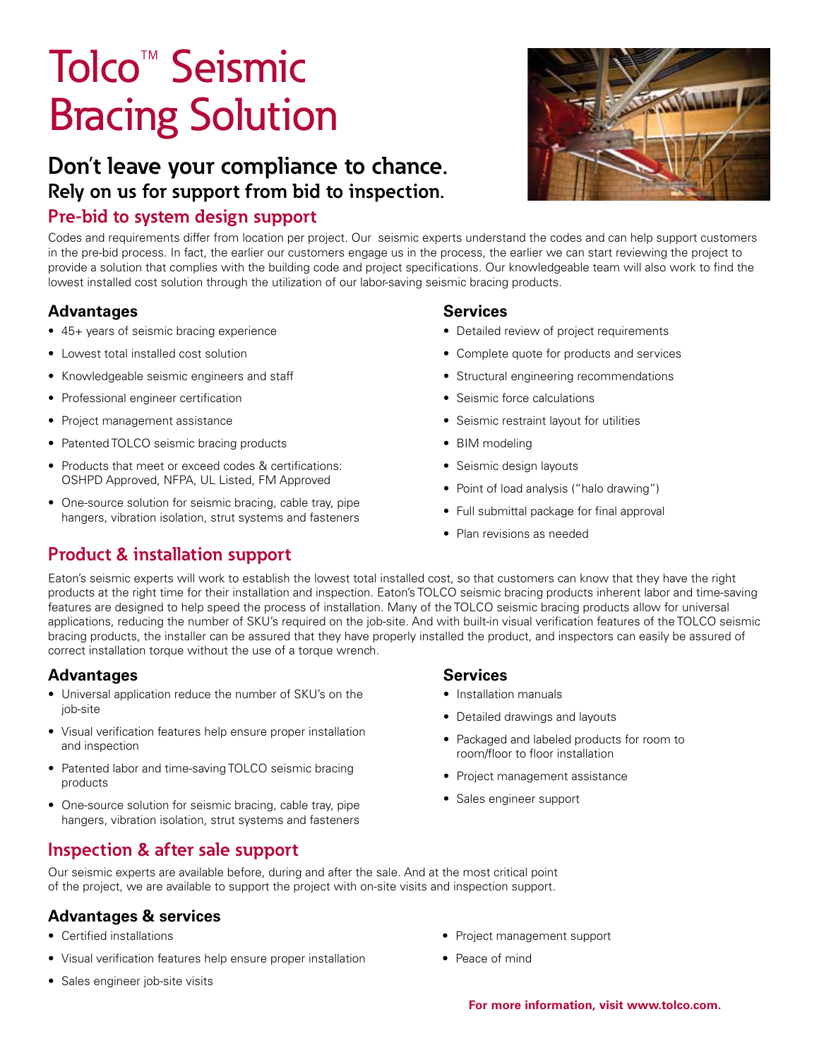# Tolco™ Seismic Bracing Solution

## Don't leave your compliance to chance.

### Rely on us for support from bid to inspection.

## Pre-bid to system design support

Codes and requirements differ from location per project. Our seismic experts understand the codes and can help support customers in the pre-bid process. In fact, the earlier our customers engage us in the process, the earlier we can start reviewing the project to provide a solution that complies with the building code and project specifications. Our knowledgeable team will also work to find the lowest installed cost solution through the utilization of our labor-saving seismic bracing products.

### Advantages

- 45+ years of seismic bracing experience
- Lowest total installed cost solution
- Knowledgeable seismic engineers and staff
- Professional engineer certification
- Project management assistance
- Patented TOLCO seismic bracing products
- Products that meet or exceed codes & certifications: OSHPD Approved, NFPA, UL Listed, FM Approved
- One-source solution for seismic bracing, cable tray, pipe hangers, vibration isolation, strut systems and fasteners

### Services

- Detailed review of project requirements
- Complete quote for products and services
- Structural engineering recommendations
- Seismic force calculations
- Seismic restraint layout for utilities
- BIM modeling
- Seismic design layouts
- Point of load analysis ("halo drawing")
- Full submittal package for final approval
- Plan revisions as needed

## Product & installation support

Eaton's seismic experts will work to establish the lowest total installed cost, so that customers can know that they have the right products at the right time for their installation and inspection. Eaton's TOLCO seismic bracing products inherent labor and time-saving features are designed to help speed the process of installation. Many of the TOLCO seismic bracing products allow for universal applications, reducing the number of SKU's required on the job-site. And with built-in visual verification features of the TOLCO seismic bracing products, the installer can be assured that they have properly installed the product, and inspectors can easily be assured of correct installation torque without the use of a torque wrench.

### Advantages

- Universal application reduce the number of SKU's on the job-site
- Visual verification features help ensure proper installation and inspection
- Patented labor and time-saving TOLCO seismic bracing products
- One-source solution for seismic bracing, cable tray, pipe hangers, vibration isolation, strut systems and fasteners

### Services

- Installation manuals
- Detailed drawings and layouts
- Packaged and labeled products for room to room/floor to floor installation
- Project management assistance
- Sales engineer support

## Inspection & after sale support

Our seismic experts are available before, during and after the sale. And at the most critical point of the project, we are available to support the project with on-site visits and inspection support.

### Advantages & services

- Certified installations
- Visual verification features help ensure proper installation
- Sales engineer job-site visits
- Project management support
- Peace of mind

**For more information, visit www.tolco.com.**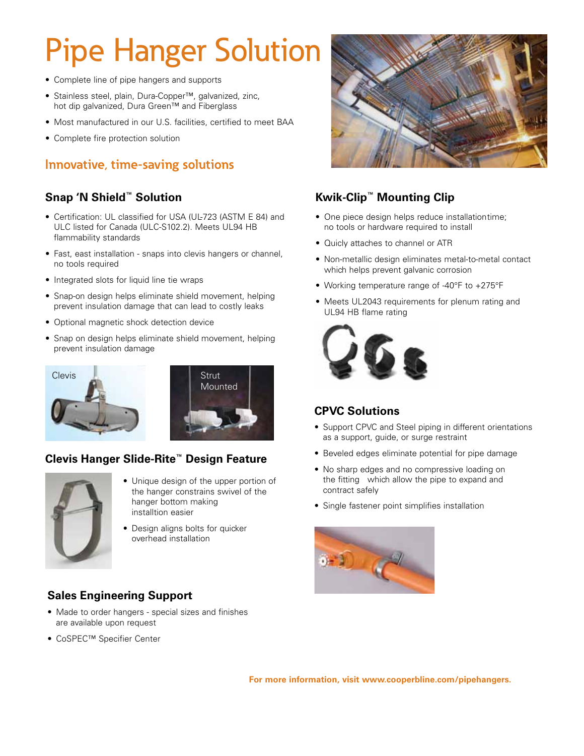# Pipe Hanger Solution

- Complete line of pipe hangers and supports
- Stainless steel, plain, Dura-Copper™, galvanized, zinc, hot dip galvanized, Dura Green™ and Fiberglass
- Most manufactured in our U.S. facilities, certified to meet BAA
- Complete fire protection solution

## Innovative, time-saving solutions

### Snap 'N Shield™ Solution

- Certification: UL classified for USA (UL-723 (ASTM E 84) and ULC listed for Canada (ULC-S102.2). Meets UL94 HB flammability standards
- Fast, east installation - snaps into clevis hangers or channel, no tools required
- Integrated slots for liquid line tie wraps
- Snap-on design helps eliminate shield movement, helping prevent insulation damage that can lead to costly leaks
- Optional magnetic shock detection device
- Snap on design helps eliminate shield movement, helping prevent insulation damage

Clevis

Strut Mounted

### Clevis Hanger Slide-Rite™ Design Feature

- Unique design of the upper portion of the hanger constrains swivel of the hanger bottom making installtion easier
- Design aligns bolts for quicker overhead installation

### Sales Engineering Support

- Made to order hangers - special sizes and finishes are available upon request
- CoSPEC™ Specifier Center

### Kwik-Clip™ Mounting Clip

- One piece design helps reduce installationtime; no tools or hardware required to install
- Quicly attaches to channel or ATR
- Non-metallic design eliminates metal-to-metal contact which helps prevent galvanic corrosion
- Working temperature range of -40°F to +275°F
- Meets UL2043 requirements for plenum rating and UL94 HB flame rating

### CPVC Solutions

- Support CPVC and Steel piping in different orientations as a support, guide, or surge restraint
- Beveled edges eliminate potential for pipe damage
- No sharp edges and no compressive loading on the fitting which allow the pipe to expand and contract safely
- Single fastener point simplifies installation

**For more information, visit www.cooperbline.com/pipehangers.**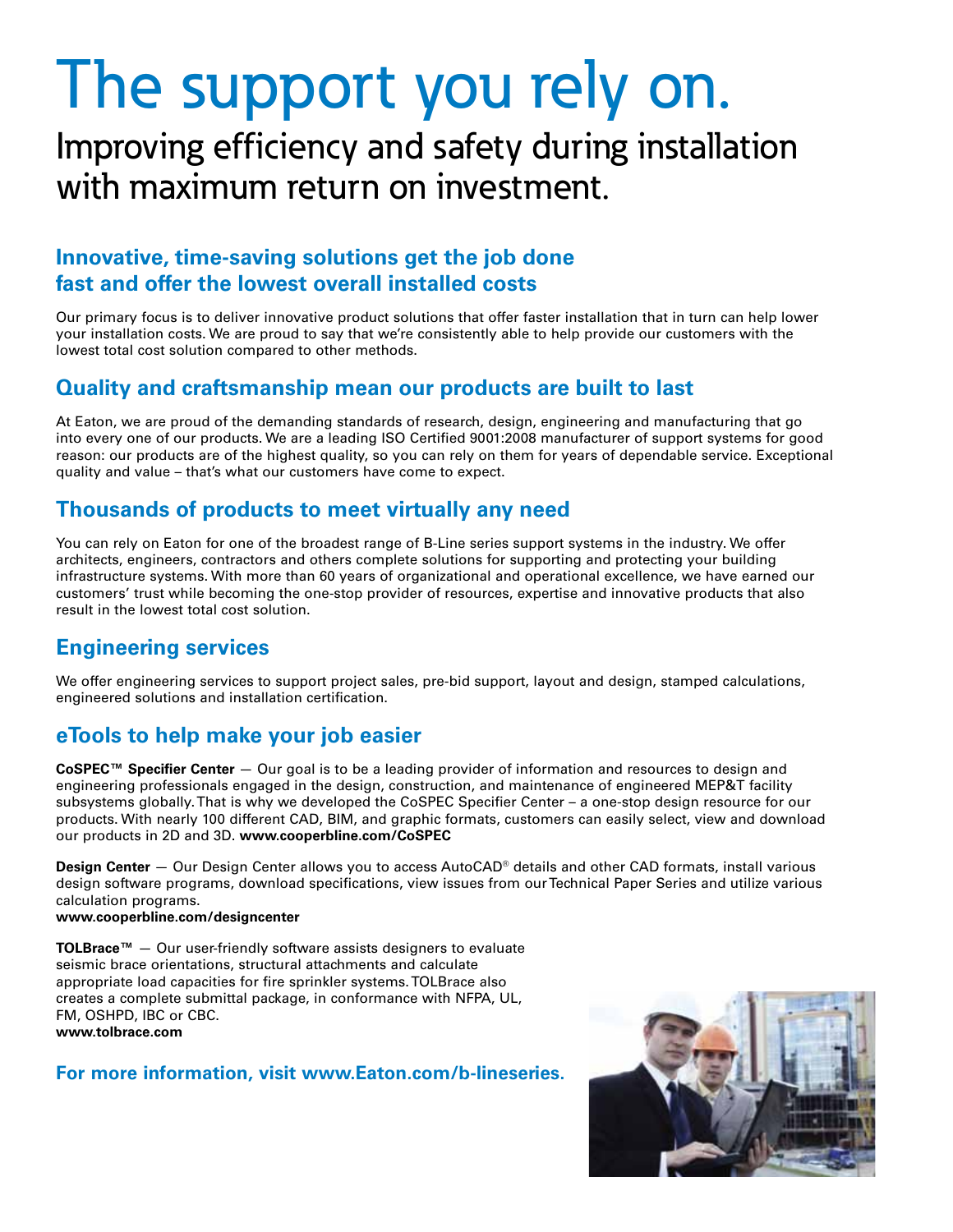# The support you rely on.

## Improving efficiency and safety during installation with maximum return on investment.

### Innovative, time-saving solutions get the job done fast and offer the lowest overall installed costs

Our primary focus is to deliver innovative product solutions that offer faster installation that in turn can help lower your installation costs. We are proud to say that we're consistently able to help provide our customers with the lowest total cost solution compared to other methods.

### Quality and craftsmanship mean our products are built to last

At Eaton, we are proud of the demanding standards of research, design, engineering and manufacturing that go into every one of our products. We are a leading ISO Certified 9001:2008 manufacturer of support systems for good reason: our products are of the highest quality, so you can rely on them for years of dependable service. Exceptional quality and value – that's what our customers have come to expect.

### Thousands of products to meet virtually any need

You can rely on Eaton for one of the broadest range of B-Line series support systems in the industry. We offer architects, engineers, contractors and others complete solutions for supporting and protecting your building infrastructure systems. With more than 60 years of organizational and operational excellence, we have earned our customers' trust while becoming the one-stop provider of resources, expertise and innovative products that also result in the lowest total cost solution.

### Engineering services

We offer engineering services to support project sales, pre-bid support, layout and design, stamped calculations, engineered solutions and installation certification.

### eTools to help make your job easier

**CoSPEC™ Specifier Center** — Our goal is to be a leading provider of information and resources to design and engineering professionals engaged in the design, construction, and maintenance of engineered MEP&T facility subsystems globally. That is why we developed the CoSPEC Specifier Center – a one-stop design resource for our products. With nearly 100 different CAD, BIM, and graphic formats, customers can easily select, view and download our products in 2D and 3D. **www.cooperbline.com/CoSPEC**

**Design Center** — Our Design Center allows you to access AutoCAD® details and other CAD formats, install various design software programs, download specifications, view issues from our Technical Paper Series and utilize various calculation programs.
**www.cooperbline.com/designcenter**

**TOLBrace™** — Our user-friendly software assists designers to evaluate seismic brace orientations, structural attachments and calculate appropriate load capacities for fire sprinkler systems. TOLBrace also creates a complete submittal package, in conformance with NFPA, UL, FM, OSHPD, IBC or CBC.
**www.tolbrace.com**

**For more information, visit www.Eaton.com/b-lineseries.**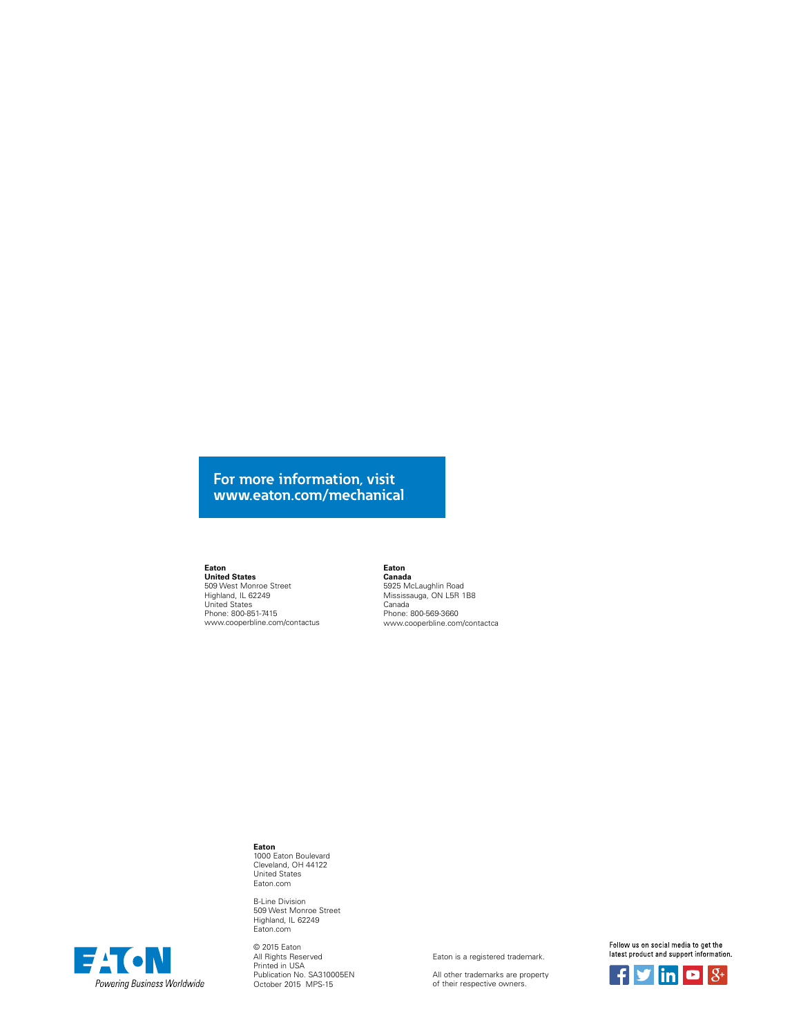**For more information, visit www.eaton.com/mechanical**

**Eaton**
**United States**
509 West Monroe Street
Highland, IL 62249
United States
Phone: 800-851-7415
www.cooperbline.com/contactus

**Eaton**
**Canada**
5925 McLaughlin Road
Mississauga, ON L5R 1B8
Canada
Phone: 800-569-3660
www.cooperbline.com/contactca

**Eaton**
1000 Eaton Boulevard
Cleveland, OH 44122
United States
Eaton.com

B-Line Division
509 West Monroe Street
Highland, IL 62249
Eaton.com

© 2015 Eaton
All Rights Reserved
Printed in USA
Publication No. SA310005EN
October 2015 MPS-15

EATON
*Powering Business Worldwide*

Eaton is a registered trademark.

All other trademarks are property of their respective owners.

Follow us on social media to get the latest product and support information.